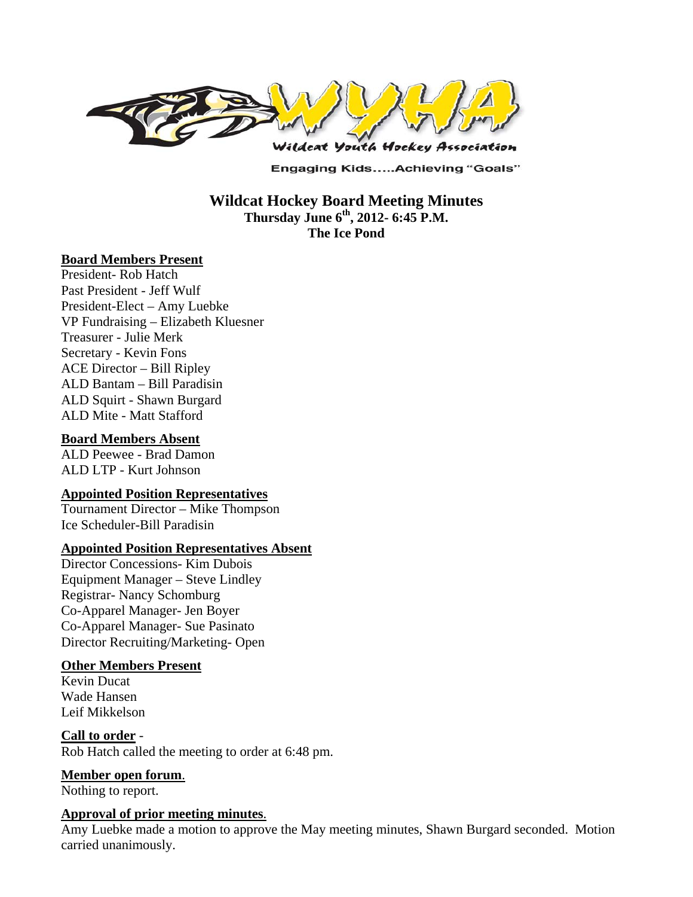Wildcat Youth Hockey Association

Engaging Kids.....Achieving "Goals"

# Wildcat Hockey Board Meeting Minutes

**Thursday June 6th, 2012- 6:45 P.M.**

**The Ice Pond**

## Board Members Present

President- Rob Hatch
Past President - Jeff Wulf
President-Elect – Amy Luebke
VP Fundraising – Elizabeth Kluesner
Treasurer - Julie Merk
Secretary - Kevin Fons
ACE Director – Bill Ripley
ALD Bantam – Bill Paradisin
ALD Squirt - Shawn Burgard
ALD Mite - Matt Stafford

## Board Members Absent

ALD Peewee - Brad Damon
ALD LTP - Kurt Johnson

## Appointed Position Representatives

Tournament Director – Mike Thompson
Ice Scheduler-Bill Paradisin

## Appointed Position Representatives Absent

Director Concessions- Kim Dubois
Equipment Manager – Steve Lindley
Registrar- Nancy Schomburg
Co-Apparel Manager- Jen Boyer
Co-Apparel Manager- Sue Pasinato
Director Recruiting/Marketing- Open

## Other Members Present

Kevin Ducat
Wade Hansen
Leif Mikkelson

## Call to order -

Rob Hatch called the meeting to order at 6:48 pm.

## Member open forum.

Nothing to report.

## Approval of prior meeting minutes.

Amy Luebke made a motion to approve the May meeting minutes, Shawn Burgard seconded. Motion carried unanimously.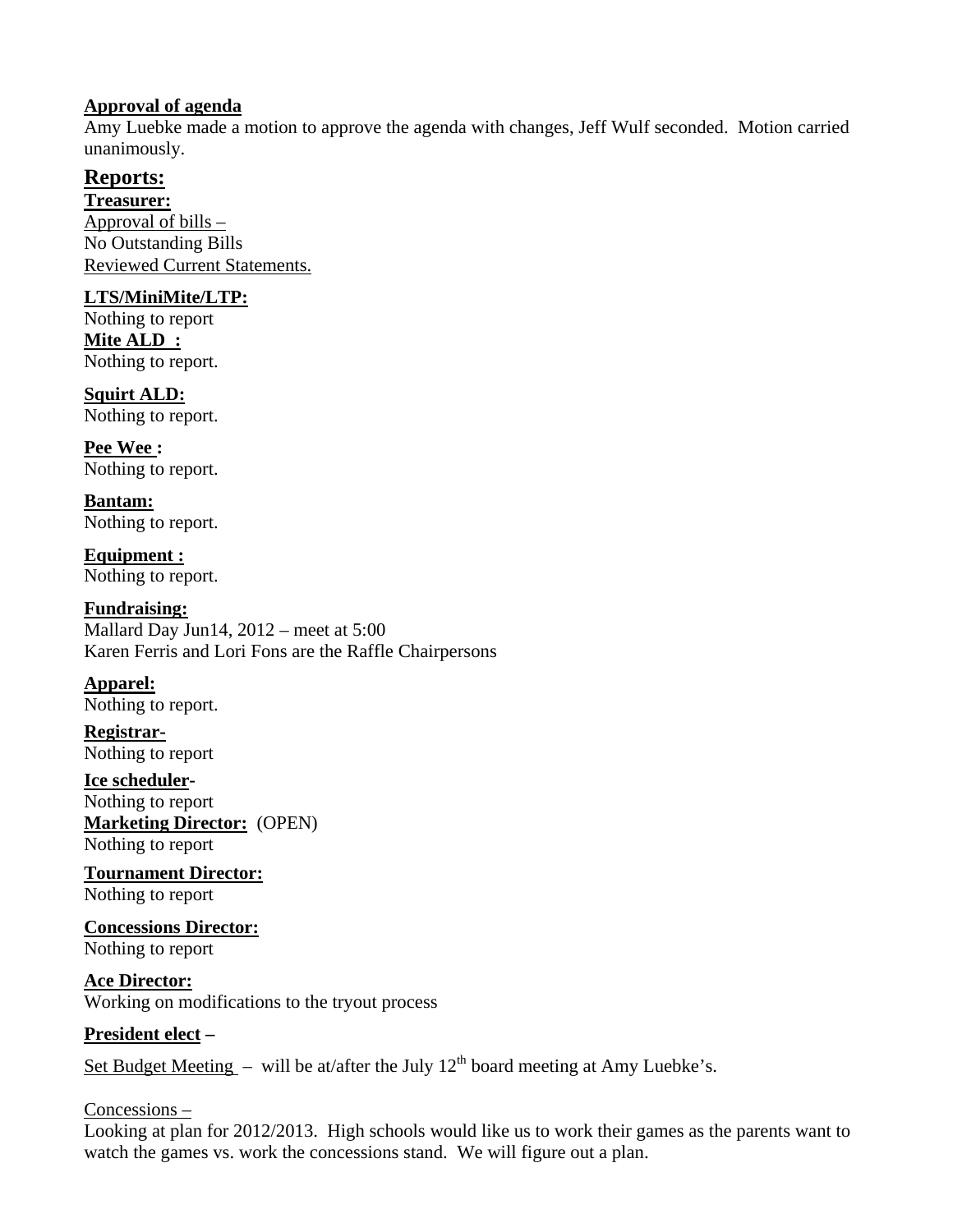**Approval of agenda**

Amy Luebke made a motion to approve the agenda with changes, Jeff Wulf seconded. Motion carried unanimously.

## Reports:

**Treasurer:**

Approval of bills –

No Outstanding Bills

Reviewed Current Statements.

**LTS/MiniMite/LTP:**

Nothing to report

**Mite ALD :**

Nothing to report.

**Squirt ALD:**

Nothing to report.

**Pee Wee :**

Nothing to report.

**Bantam:**

Nothing to report.

**Equipment :**

Nothing to report.

**Fundraising:**

Mallard Day Jun14, 2012 – meet at 5:00

Karen Ferris and Lori Fons are the Raffle Chairpersons

**Apparel:**

Nothing to report.

**Registrar-**

Nothing to report

**Ice scheduler-**

Nothing to report

**Marketing Director:** (OPEN)

Nothing to report

**Tournament Director:**

Nothing to report

**Concessions Director:**

Nothing to report

**Ace Director:**

Working on modifications to the tryout process

**President elect –**

Set Budget Meeting – will be at/after the July 12th board meeting at Amy Luebke's.

Concessions –

Looking at plan for 2012/2013. High schools would like us to work their games as the parents want to watch the games vs. work the concessions stand. We will figure out a plan.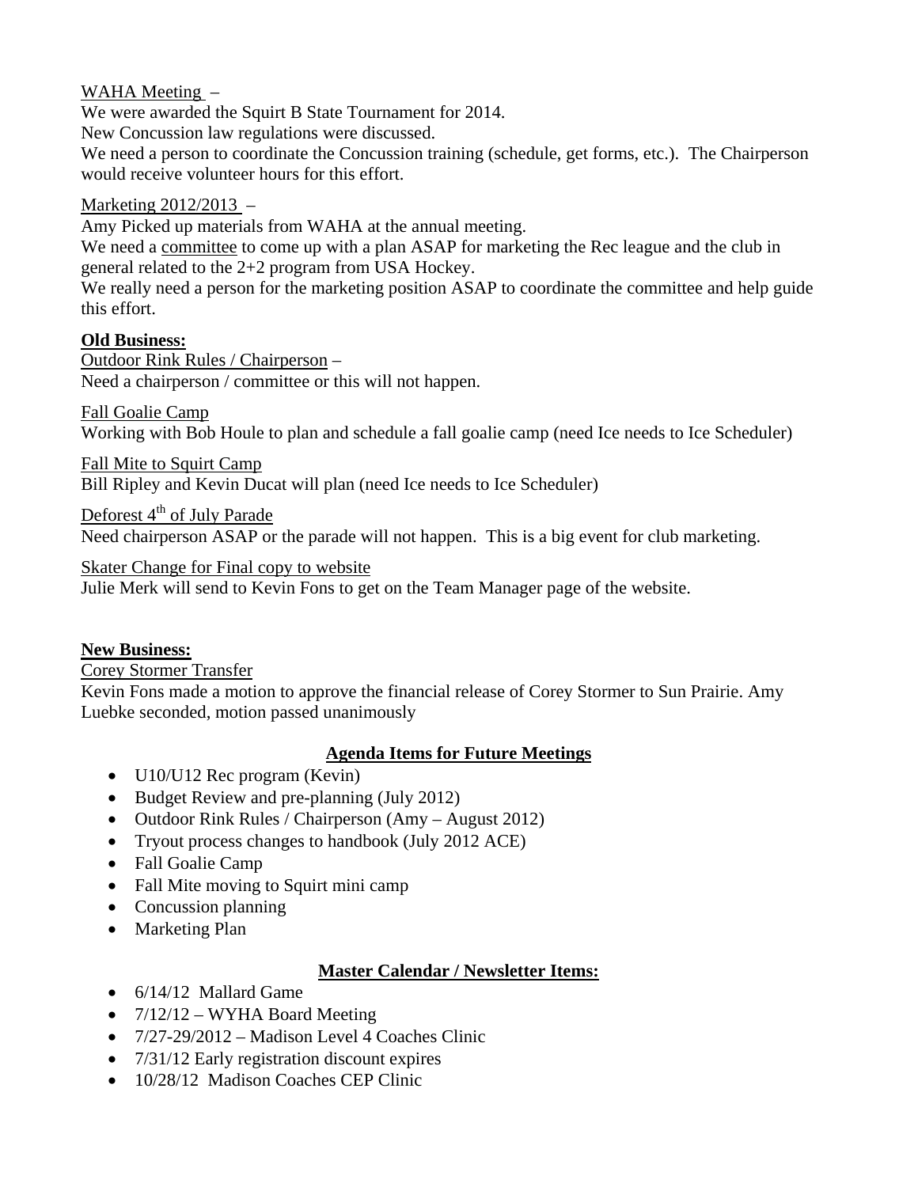WAHA Meeting –
We were awarded the Squirt B State Tournament for 2014.
New Concussion law regulations were discussed.
We need a person to coordinate the Concussion training (schedule, get forms, etc.). The Chairperson would receive volunteer hours for this effort.

Marketing 2012/2013 –
Amy Picked up materials from WAHA at the annual meeting.
We need a committee to come up with a plan ASAP for marketing the Rec league and the club in general related to the 2+2 program from USA Hockey.
We really need a person for the marketing position ASAP to coordinate the committee and help guide this effort.

**Old Business:**

Outdoor Rink Rules / Chairperson –
Need a chairperson / committee or this will not happen.

Fall Goalie Camp
Working with Bob Houle to plan and schedule a fall goalie camp (need Ice needs to Ice Scheduler)

Fall Mite to Squirt Camp
Bill Ripley and Kevin Ducat will plan (need Ice needs to Ice Scheduler)

Deforest 4th of July Parade
Need chairperson ASAP or the parade will not happen. This is a big event for club marketing.

Skater Change for Final copy to website
Julie Merk will send to Kevin Fons to get on the Team Manager page of the website.

**New Business:**

Corey Stormer Transfer
Kevin Fons made a motion to approve the financial release of Corey Stormer to Sun Prairie. Amy Luebke seconded, motion passed unanimously

## Agenda Items for Future Meetings

- U10/U12 Rec program (Kevin)
- Budget Review and pre-planning (July 2012)
- Outdoor Rink Rules / Chairperson (Amy – August 2012)
- Tryout process changes to handbook (July 2012 ACE)
- Fall Goalie Camp
- Fall Mite moving to Squirt mini camp
- Concussion planning
- Marketing Plan

## Master Calendar / Newsletter Items:

- 6/14/12 Mallard Game
- 7/12/12 – WYHA Board Meeting
- 7/27-29/2012 – Madison Level 4 Coaches Clinic
- 7/31/12 Early registration discount expires
- 10/28/12 Madison Coaches CEP Clinic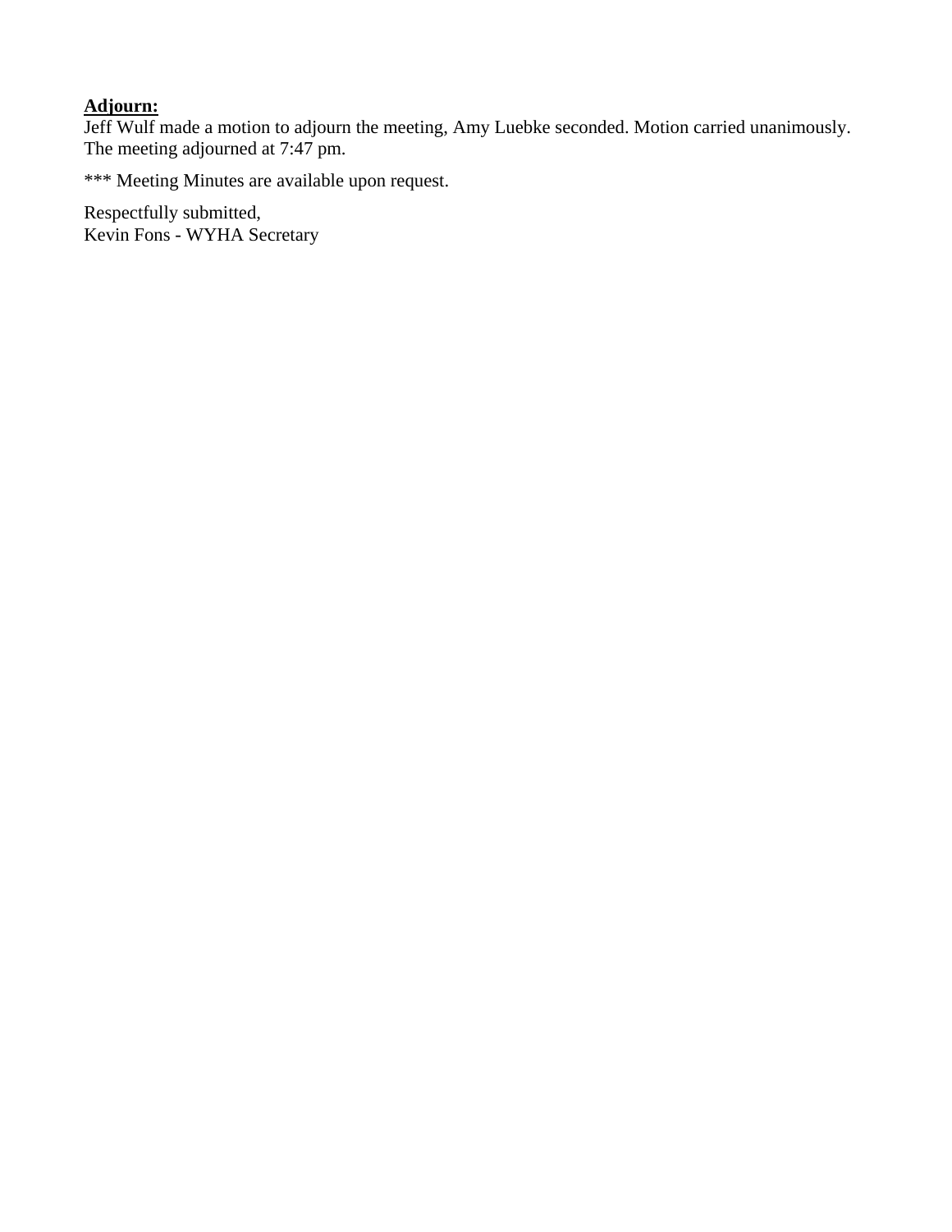**Adjourn:**

Jeff Wulf made a motion to adjourn the meeting, Amy Luebke seconded. Motion carried unanimously. The meeting adjourned at 7:47 pm.

*** Meeting Minutes are available upon request.

Respectfully submitted,
Kevin Fons - WYHA Secretary